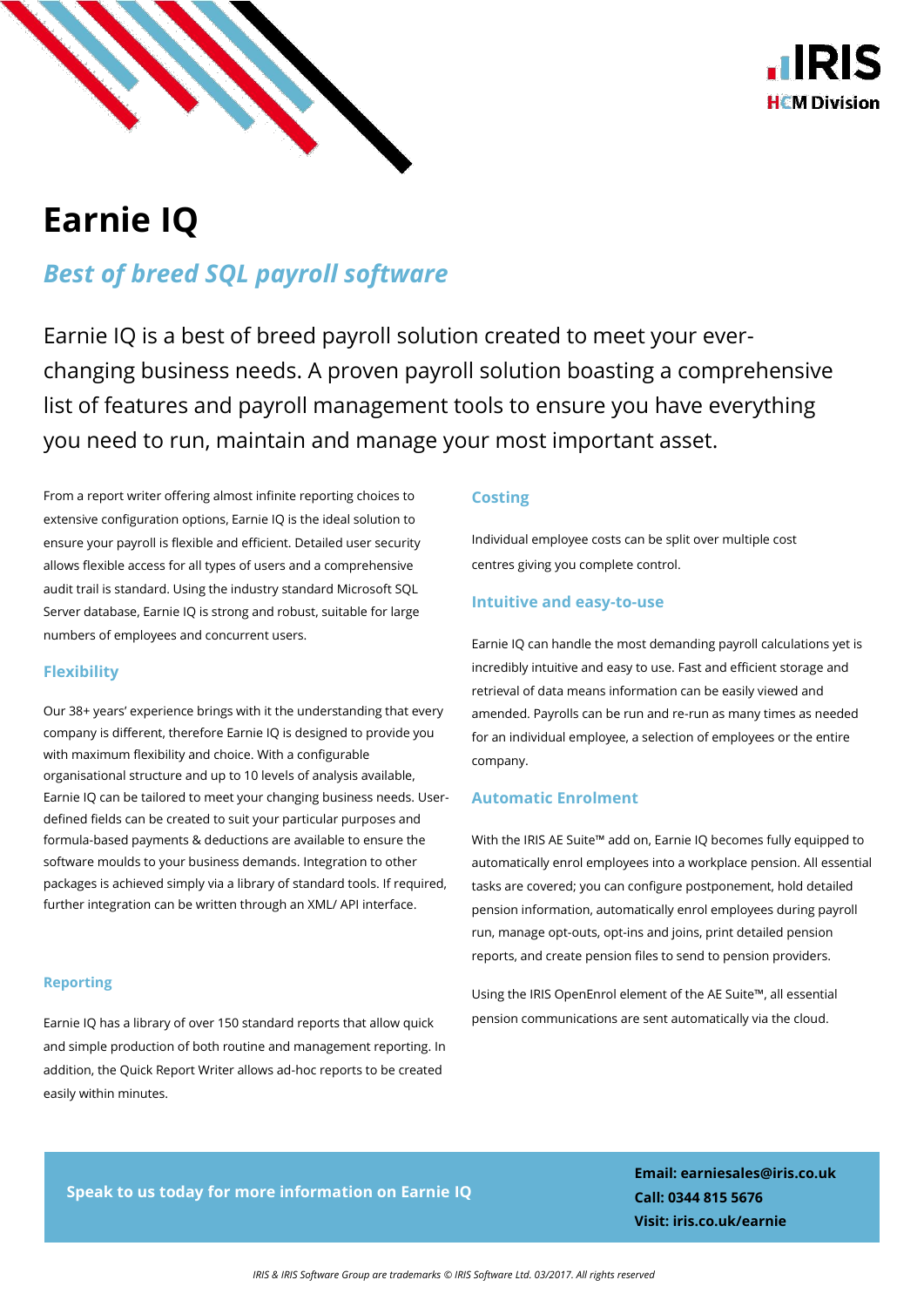# Earnie IQ

## *Best of breed SQL payroll software*

Earnie IQ is a best of breed payroll solution created to meet your ever-changing business needs. A proven payroll solution boasting a comprehensive list of features and payroll management tools to ensure you have everything you need to run, maintain and manage your most important asset.

From a report writer offering almost infinite reporting choices to extensive configuration options, Earnie IQ is the ideal solution to ensure your payroll is flexible and efficient. Detailed user security allows flexible access for all types of users and a comprehensive audit trail is standard. Using the industry standard Microsoft SQL Server database, Earnie IQ is strong and robust, suitable for large numbers of employees and concurrent users.

### Flexibility

Our 38+ years' experience brings with it the understanding that every company is different, therefore Earnie IQ is designed to provide you with maximum flexibility and choice. With a configurable organisational structure and up to 10 levels of analysis available, Earnie IQ can be tailored to meet your changing business needs. User-defined fields can be created to suit your particular purposes and formula-based payments & deductions are available to ensure the software moulds to your business demands. Integration to other packages is achieved simply via a library of standard tools. If required, further integration can be written through an XML/ API interface.

### Reporting

Earnie IQ has a library of over 150 standard reports that allow quick and simple production of both routine and management reporting. In addition, the Quick Report Writer allows ad-hoc reports to be created easily within minutes.

### Costing

Individual employee costs can be split over multiple cost centres giving you complete control.

### Intuitive and easy-to-use

Earnie IQ can handle the most demanding payroll calculations yet is incredibly intuitive and easy to use. Fast and efficient storage and retrieval of data means information can be easily viewed and amended. Payrolls can be run and re-run as many times as needed for an individual employee, a selection of employees or the entire company.

### Automatic Enrolment

With the IRIS AE Suite™ add on, Earnie IQ becomes fully equipped to automatically enrol employees into a workplace pension. All essential tasks are covered; you can configure postponement, hold detailed pension information, automatically enrol employees during payroll run, manage opt-outs, opt-ins and joins, print detailed pension reports, and create pension files to send to pension providers.

Using the IRIS OpenEnrol element of the AE Suite™, all essential pension communications are sent automatically via the cloud.

**Speak to us today for more information on Earnie IQ**

**Email: earniesales@iris.co.uk**
**Call: 0344 815 5676**
**Visit: iris.co.uk/earnie**

*IRIS & IRIS Software Group are trademarks © IRIS Software Ltd. 03/2017. All rights reserved*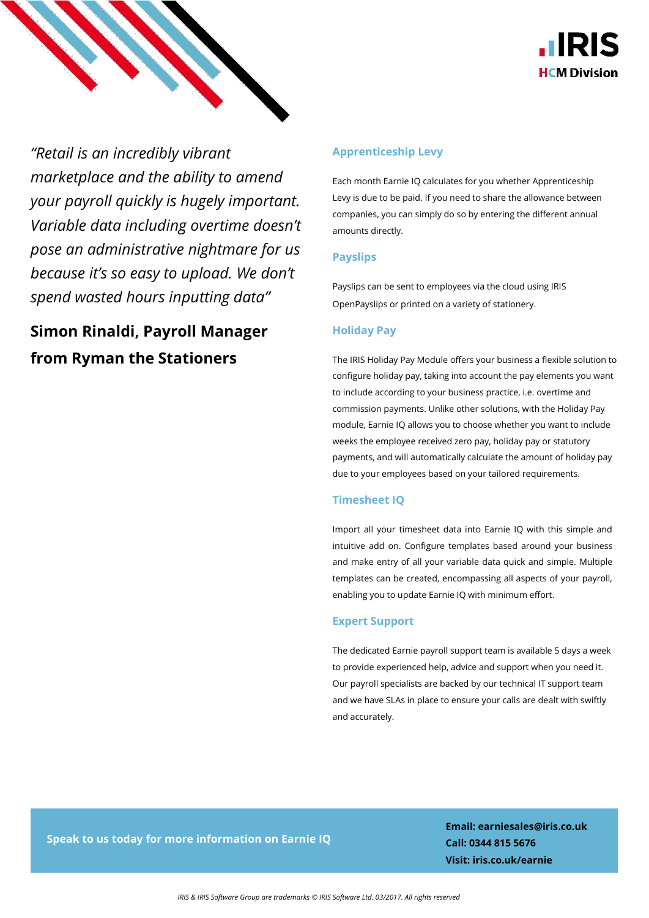*“Retail is an incredibly vibrant marketplace and the ability to amend your payroll quickly is hugely important. Variable data including overtime doesn’t pose an administrative nightmare for us because it’s so easy to upload. We don’t spend wasted hours inputting data”*

**Simon Rinaldi, Payroll Manager from Ryman the Stationers**

## Apprenticeship Levy

Each month Earnie IQ calculates for you whether Apprenticeship Levy is due to be paid. If you need to share the allowance between companies, you can simply do so by entering the different annual amounts directly.

## Payslips

Payslips can be sent to employees via the cloud using IRIS OpenPayslips or printed on a variety of stationery.

## Holiday Pay

The IRIS Holiday Pay Module offers your business a flexible solution to configure holiday pay, taking into account the pay elements you want to include according to your business practice, i.e. overtime and commission payments. Unlike other solutions, with the Holiday Pay module, Earnie IQ allows you to choose whether you want to include weeks the employee received zero pay, holiday pay or statutory payments, and will automatically calculate the amount of holiday pay due to your employees based on your tailored requirements.

## Timesheet IQ

Import all your timesheet data into Earnie IQ with this simple and intuitive add on. Configure templates based around your business and make entry of all your variable data quick and simple. Multiple templates can be created, encompassing all aspects of your payroll, enabling you to update Earnie IQ with minimum effort.

## Expert Support

The dedicated Earnie payroll support team is available 5 days a week to provide experienced help, advice and support when you need it. Our payroll specialists are backed by our technical IT support team and we have SLAs in place to ensure your calls are dealt with swiftly and accurately.

**Speak to us today for more information on Earnie IQ**

**Email: earniesales@iris.co.uk**
**Call: 0344 815 5676**
**Visit: iris.co.uk/earnie**

*IRIS & IRIS Software Group are trademarks © IRIS Software Ltd. 03/2017. All rights reserved*